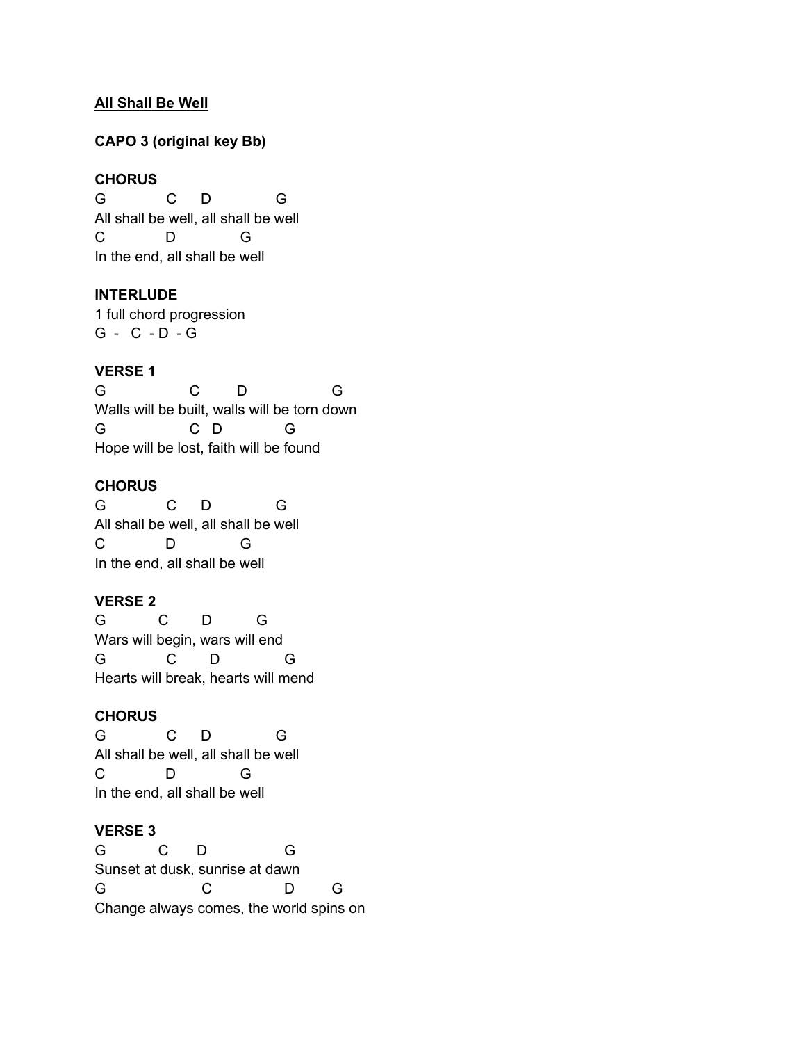**All Shall Be Well**

**CAPO 3 (original key Bb)**

**CHORUS**

```
G             C      D              G
All shall be well, all shall be well
C             D              G
In the end, all shall be well
```

**INTERLUDE**

1 full chord progression
G - C - D - G

**VERSE 1**

```
G                  C        D                  G
Walls will be built, walls will be torn down
G                  C   D             G
Hope will be lost, faith will be found
```

**CHORUS**

```
G             C      D              G
All shall be well, all shall be well
C             D              G
In the end, all shall be well
```

**VERSE 2**

```
G           C       D          G
Wars will begin, wars will end
G             C       D              G
Hearts will break, hearts will mend
```

**CHORUS**

```
G             C      D              G
All shall be well, all shall be well
C             D              G
In the end, all shall be well
```

**VERSE 3**

```
G           C      D                 G
Sunset at dusk, sunrise at dawn
G                    C               D        G
Change always comes, the world spins on
```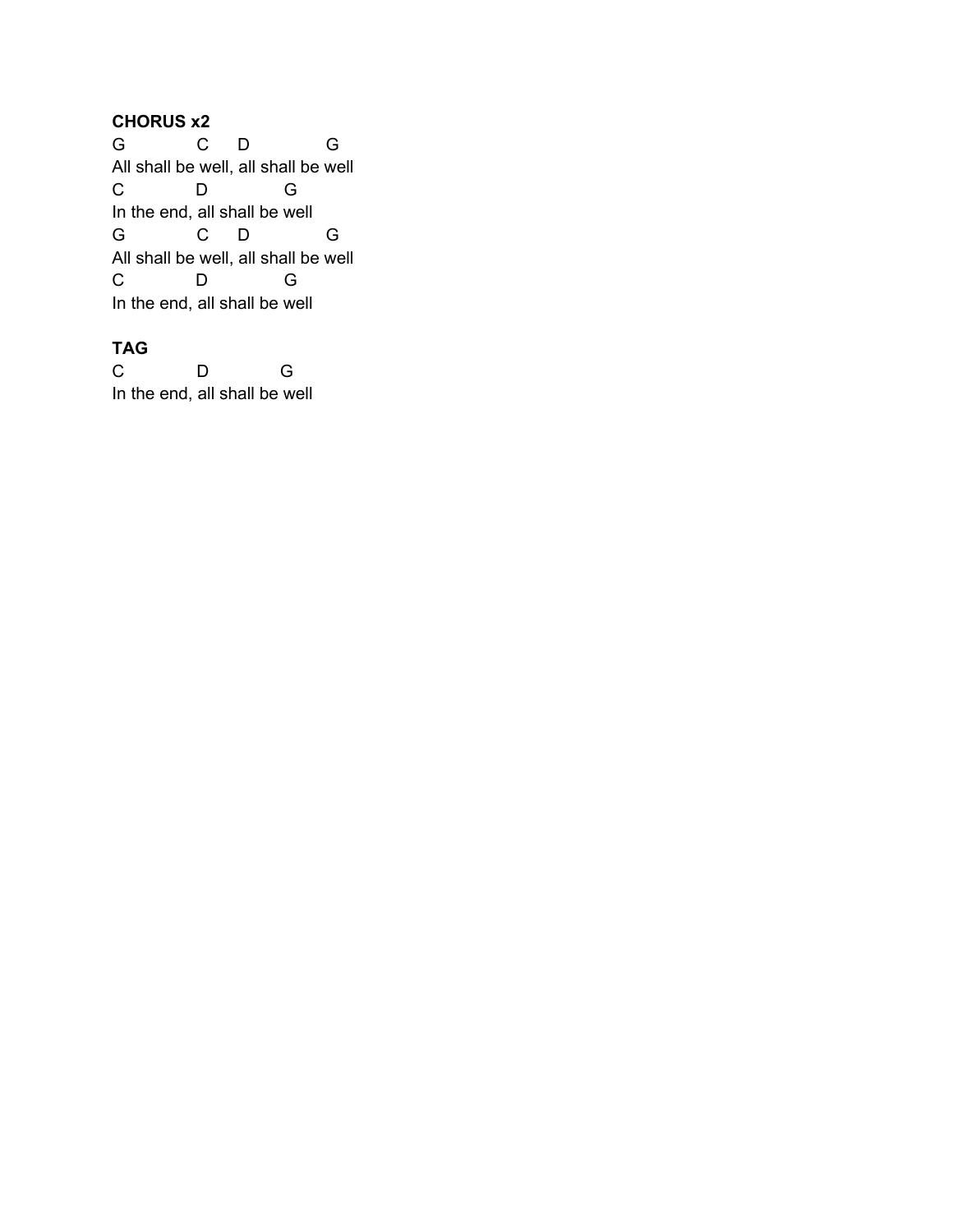**CHORUS x2**

```
G              C      D              G
All shall be well, all shall be well
C              D              G
In the end, all shall be well
G              C      D              G
All shall be well, all shall be well
C              D              G
In the end, all shall be well
```

**TAG**

```
C              D              G
In the end, all shall be well
```